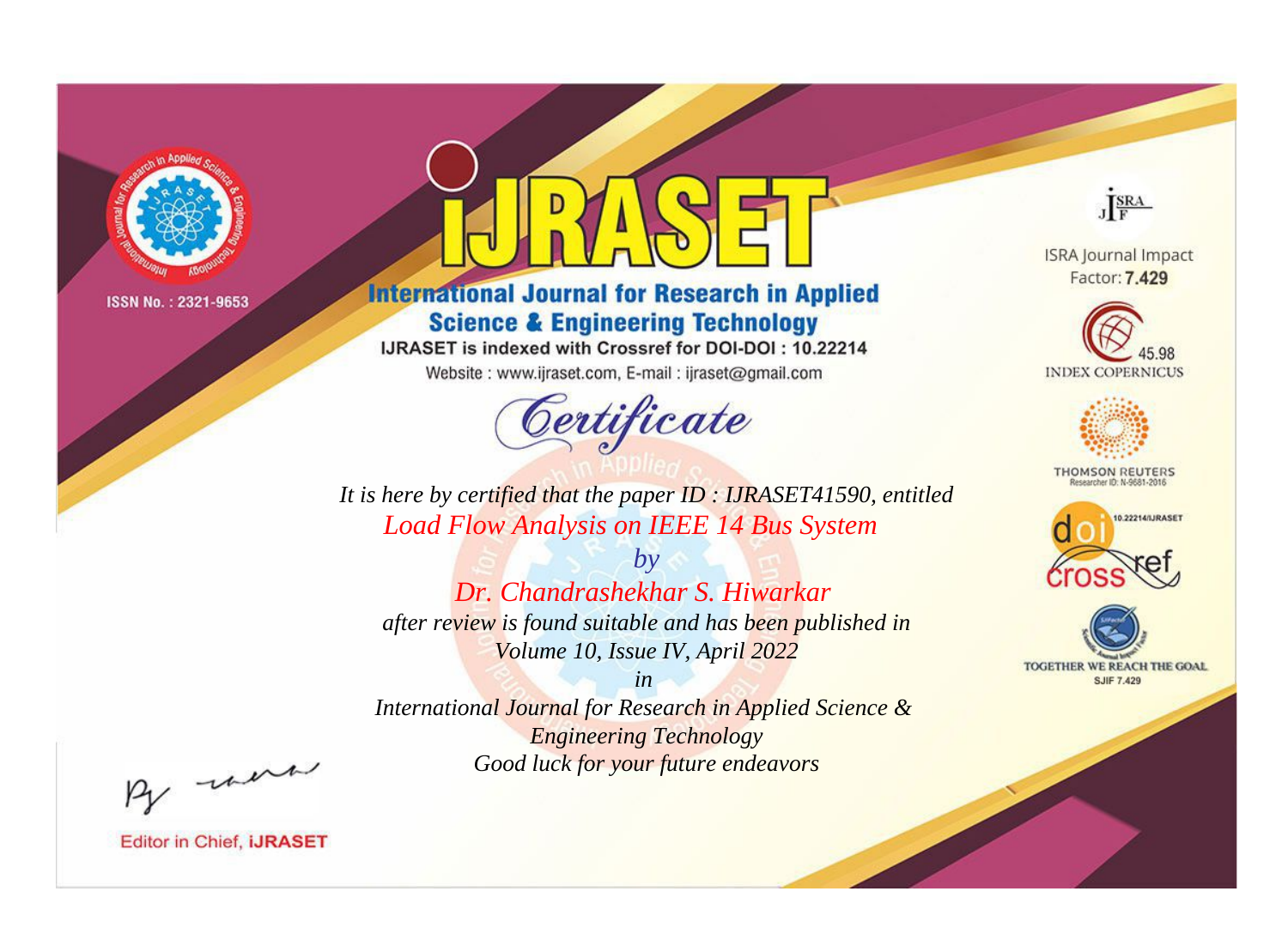ISSN No. : 2321-9653

# iJRASET

## International Journal for Research in Applied Science & Engineering Technology

IJRASET is indexed with Crossref for DOI-DOI : 10.22214

Website : www.ijraset.com, E-mail : ijraset@gmail.com

ISRA Journal Impact Factor: **7.429**

45.98 INDEX COPERNICUS

THOMSON REUTERS Researcher ID: N-9681-2016

10.22214/IJRASET

TOGETHER WE REACH THE GOAL SJIF 7.429

## *Certificate*

*It is here by certified that the paper ID : IJRASET41590, entitled*

*Load Flow Analysis on IEEE 14 Bus System*

*by*

*Dr. Chandrashekhar S. Hiwarkar*

*after review is found suitable and has been published in*

*Volume 10, Issue IV, April 2022*

*in*

*International Journal for Research in Applied Science & Engineering Technology*

*Good luck for your future endeavors*

Editor in Chief, **iJRASET**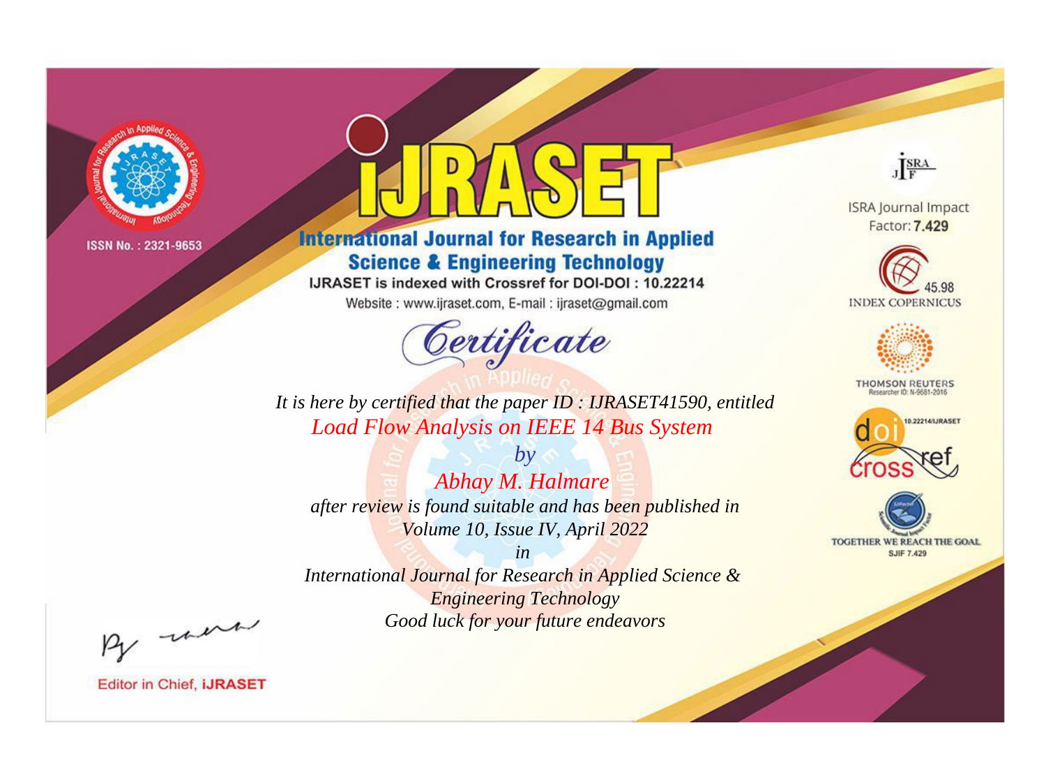ISSN No. : 2321-9653

# IJRASET

## International Journal for Research in Applied Science & Engineering Technology

IJRASET is indexed with Crossref for DOI-DOI : 10.22214

Website : www.ijraset.com, E-mail : ijraset@gmail.com

ISRA Journal Impact Factor: **7.429**

45.98 INDEX COPERNICUS

THOMSON REUTERS Researcher ID: N-9681-2016

10.22214/IJRASET

TOGETHER WE REACH THE GOAL SJIF 7.429

*Certificate*

*It is here by certified that the paper ID : IJRASET41590, entitled*

*Load Flow Analysis on IEEE 14 Bus System*

*by*

*Abhay M. Halmare*

*after review is found suitable and has been published in*

*Volume 10, Issue IV, April 2022*

*in*

*International Journal for Research in Applied Science & Engineering Technology*

*Good luck for your future endeavors*

Editor in Chief, IJRASET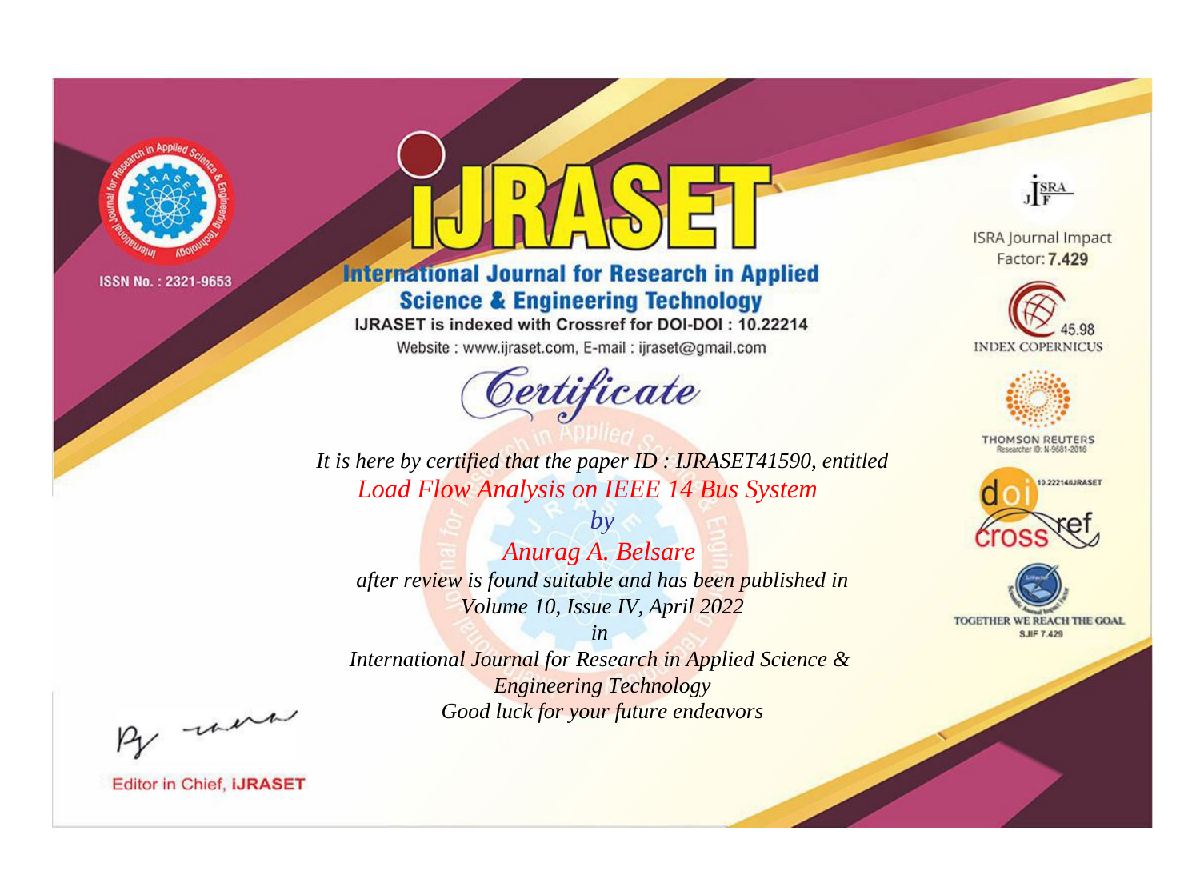ISSN No. : 2321-9653

# iJRASET

## International Journal for Research in Applied Science & Engineering Technology

IJRASET is indexed with Crossref for DOI-DOI : 10.22214

Website : www.ijraset.com, E-mail : ijraset@gmail.com

ISRA Journal Impact Factor: **7.429**

45.98 INDEX COPERNICUS

THOMSON REUTERS Researcher ID: N-9681-2016

10.22214/IJRASET

TOGETHER WE REACH THE GOAL SJIF 7.429

# *Certificate*

*It is here by certified that the paper ID : IJRASET41590, entitled*

*Load Flow Analysis on IEEE 14 Bus System*

*by*

*Anurag A. Belsare*

*after review is found suitable and has been published in*

*Volume 10, Issue IV, April 2022*

*in*

*International Journal for Research in Applied Science & Engineering Technology*

*Good luck for your future endeavors*

Editor in Chief, **iJRASET**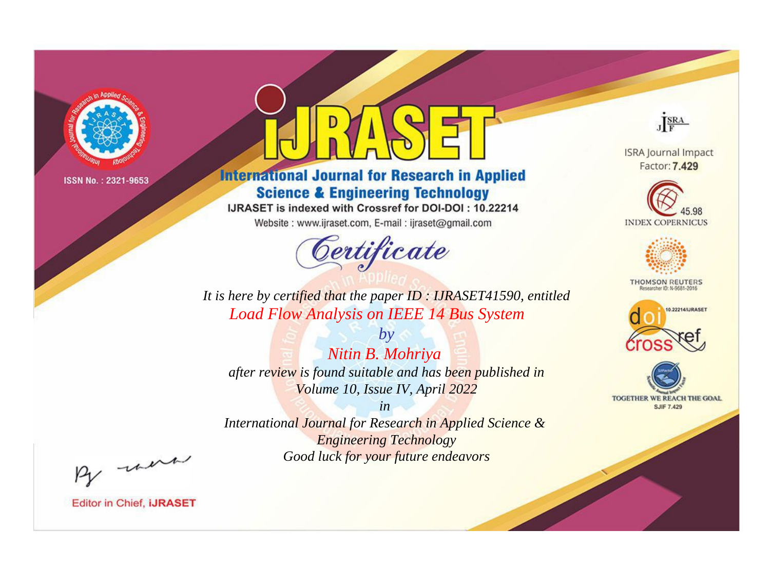ISSN No. : 2321-9653

# iJRASET

## International Journal for Research in Applied Science & Engineering Technology

IJRASET is indexed with Crossref for DOI-DOI : 10.22214

Website : www.ijraset.com, E-mail : ijraset@gmail.com

ISRA Journal Impact Factor: **7.429**

45.98 INDEX COPERNICUS

THOMSON REUTERS Researcher ID: N-9681-2016

10.22214/IJRASET

TOGETHER WE REACH THE GOAL SJIF 7.429

# *Certificate*

*It is here by certified that the paper ID : IJRASET41590, entitled*

*Load Flow Analysis on IEEE 14 Bus System*

*by*

*Nitin B. Mohriya*

*after review is found suitable and has been published in*

*Volume 10, Issue IV, April 2022*

*in*

*International Journal for Research in Applied Science & Engineering Technology*

*Good luck for your future endeavors*

Editor in Chief, **iJRASET**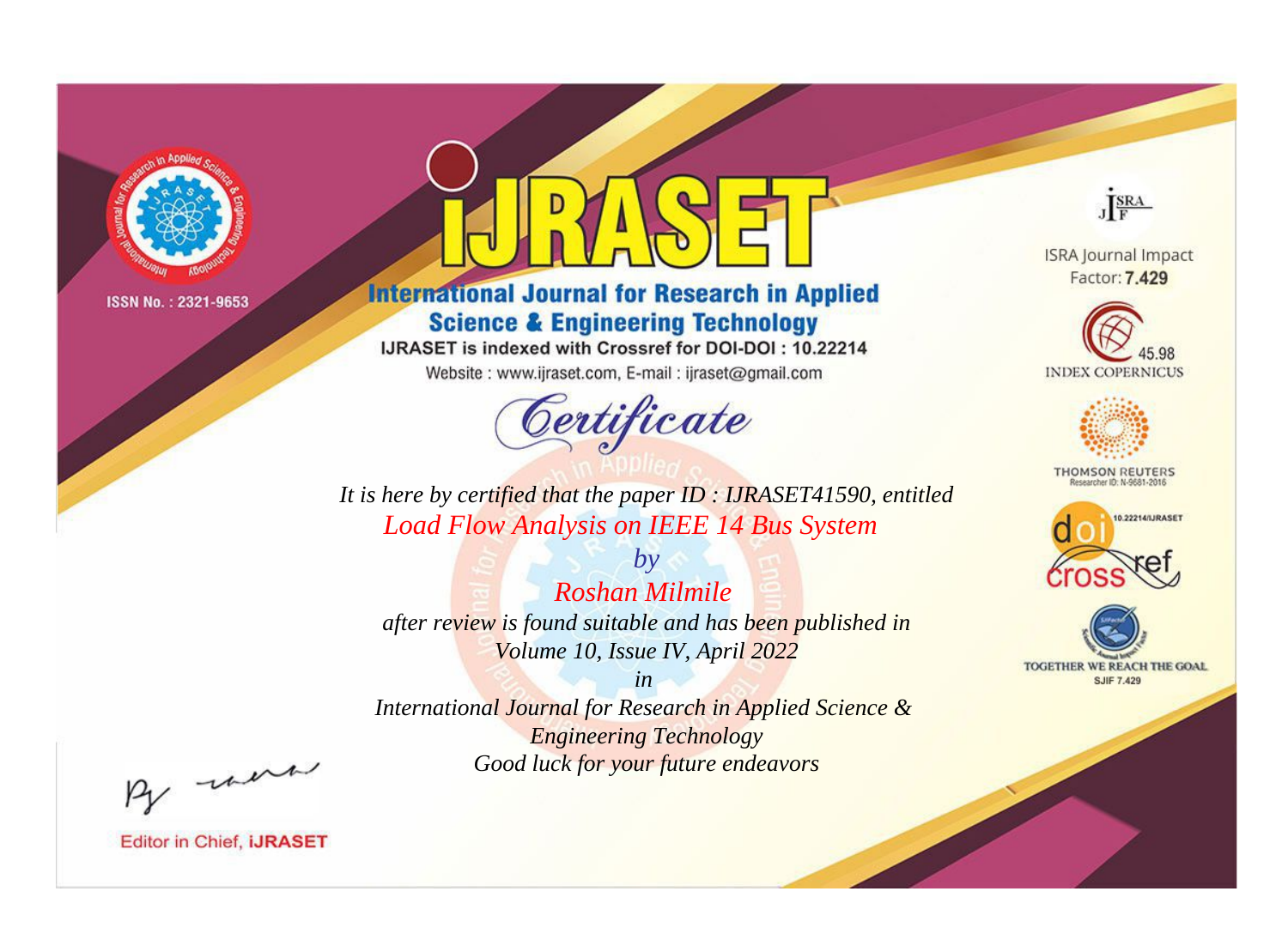ISSN No. : 2321-9653

# IJRASET

## International Journal for Research in Applied Science & Engineering Technology

IJRASET is indexed with Crossref for DOI-DOI : 10.22214

Website : www.ijraset.com, E-mail : ijraset@gmail.com

*Certificate*

*It is here by certified that the paper ID : IJRASET41590, entitled*

*Load Flow Analysis on IEEE 14 Bus System*

*by*

*Roshan Milmile*

*after review is found suitable and has been published in*

*Volume 10, Issue IV, April 2022*

*in*

*International Journal for Research in Applied Science & Engineering Technology*

*Good luck for your future endeavors*

ISRA Journal Impact Factor: **7.429**

45.98 INDEX COPERNICUS

THOMSON REUTERS Researcher ID: N-9681-2016

10.22214/IJRASET

TOGETHER WE REACH THE GOAL SJIF 7.429

Editor in Chief, **iJRASET**